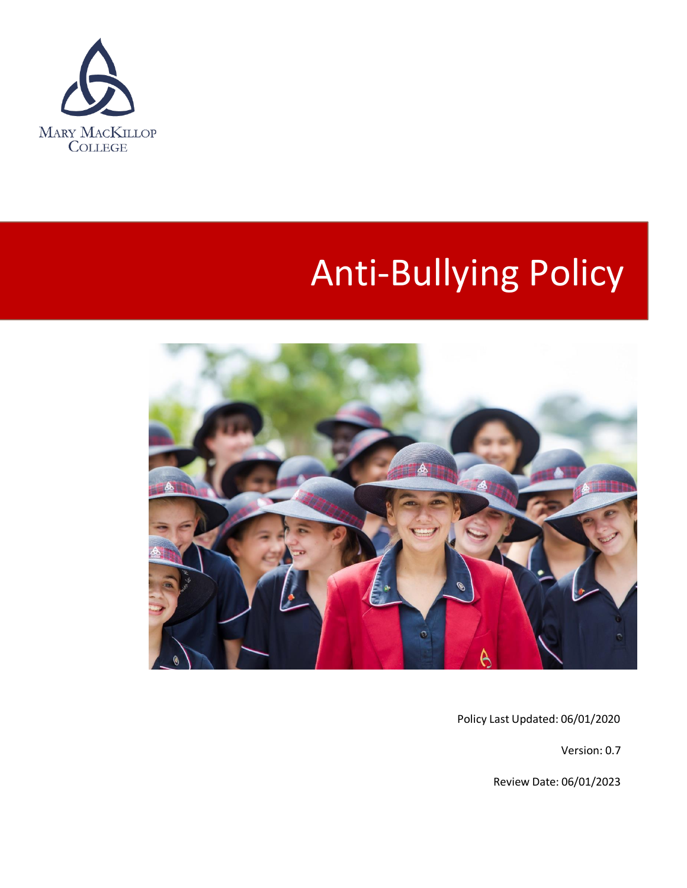Mary MacKillop College

# Anti-Bullying Policy

Policy Last Updated: 06/01/2020

Version: 0.7

Review Date: 06/01/2023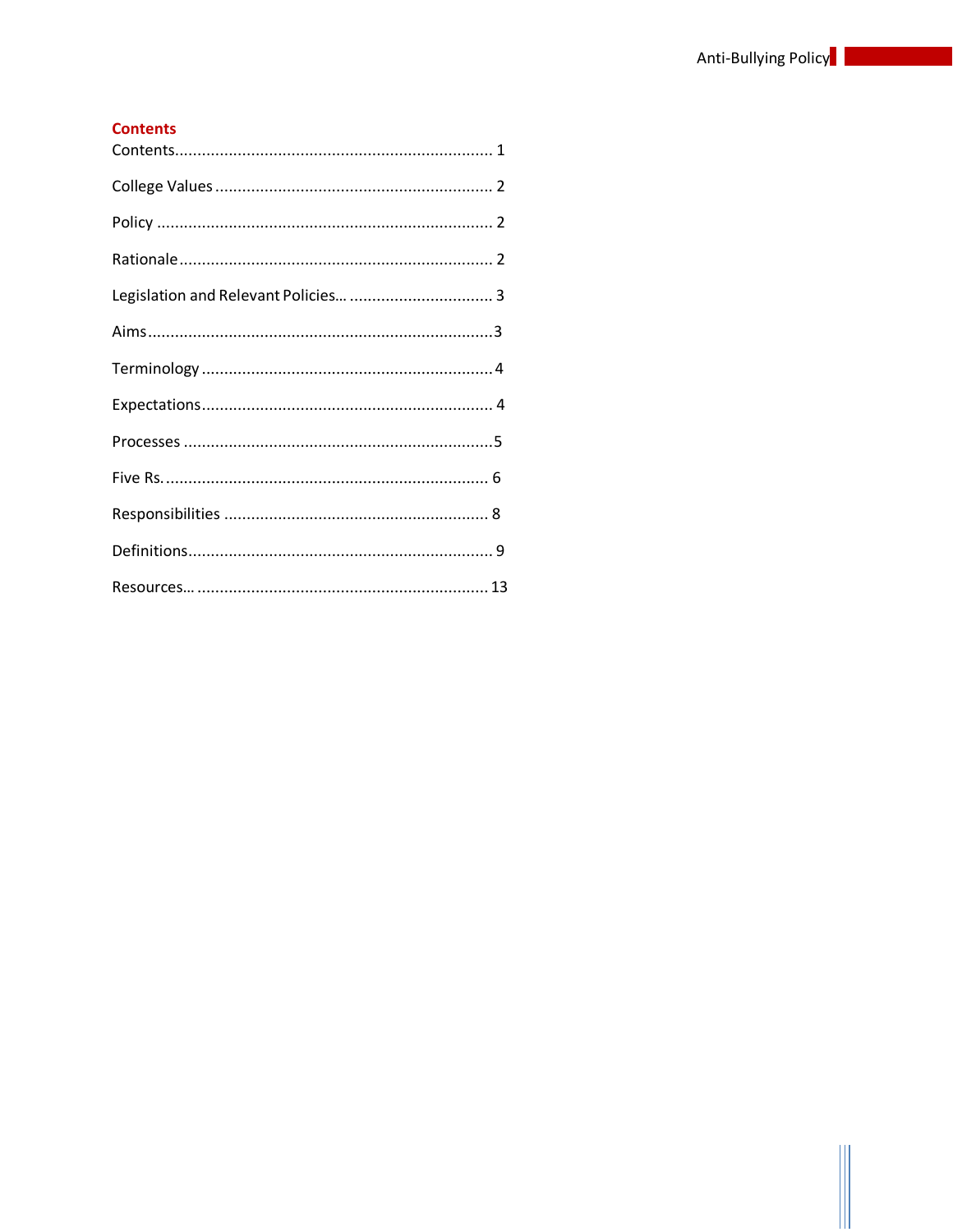## Contents

Contents...................................................................... 1

College Values ............................................................. 2

Policy .......................................................................... 2

Rationale..................................................................... 2

Legislation and Relevant Policies… ................................ 3

Aims............................................................................3

Terminology ................................................................ 4

Expectations................................................................ 4

Processes ....................................................................5

Five Rs. ....................................................................... 6

Responsibilities .......................................................... 8

Definitions................................................................... 9

Resources… ................................................................ 13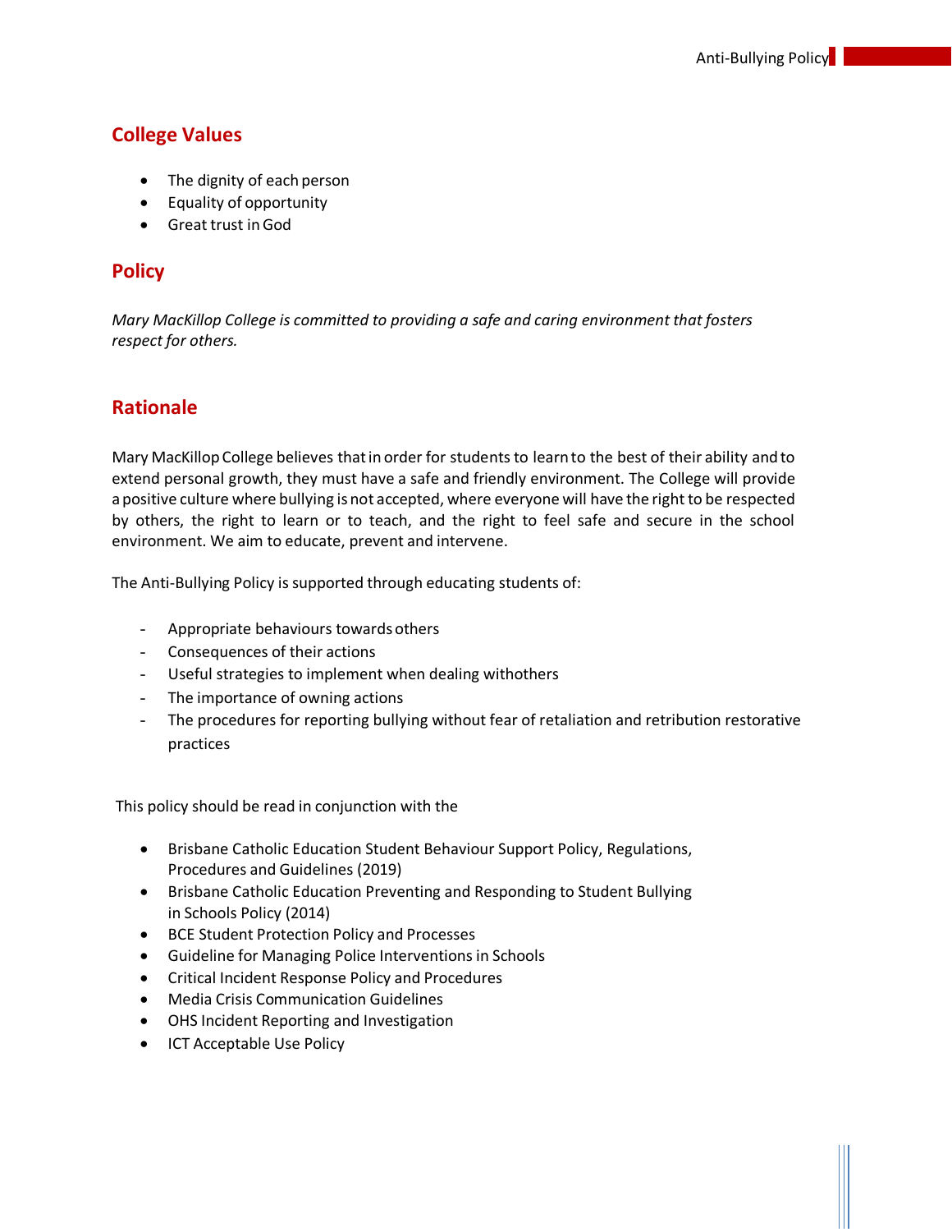## College Values

- The dignity of each person
- Equality of opportunity
- Great trust in God

## Policy

*Mary MacKillop College is committed to providing a safe and caring environment that fosters respect for others.*

## Rationale

Mary MacKillop College believes that in order for students to learn to the best of their ability and to extend personal growth, they must have a safe and friendly environment. The College will provide a positive culture where bullying is not accepted, where everyone will have the right to be respected by others, the right to learn or to teach, and the right to feel safe and secure in the school environment. We aim to educate, prevent and intervene.

The Anti-Bullying Policy is supported through educating students of:

- Appropriate behaviours towards others
- Consequences of their actions
- Useful strategies to implement when dealing withothers
- The importance of owning actions
- The procedures for reporting bullying without fear of retaliation and retribution restorative practices

This policy should be read in conjunction with the

- Brisbane Catholic Education Student Behaviour Support Policy, Regulations, Procedures and Guidelines (2019)
- Brisbane Catholic Education Preventing and Responding to Student Bullying in Schools Policy (2014)
- BCE Student Protection Policy and Processes
- Guideline for Managing Police Interventions in Schools
- Critical Incident Response Policy and Procedures
- Media Crisis Communication Guidelines
- OHS Incident Reporting and Investigation
- ICT Acceptable Use Policy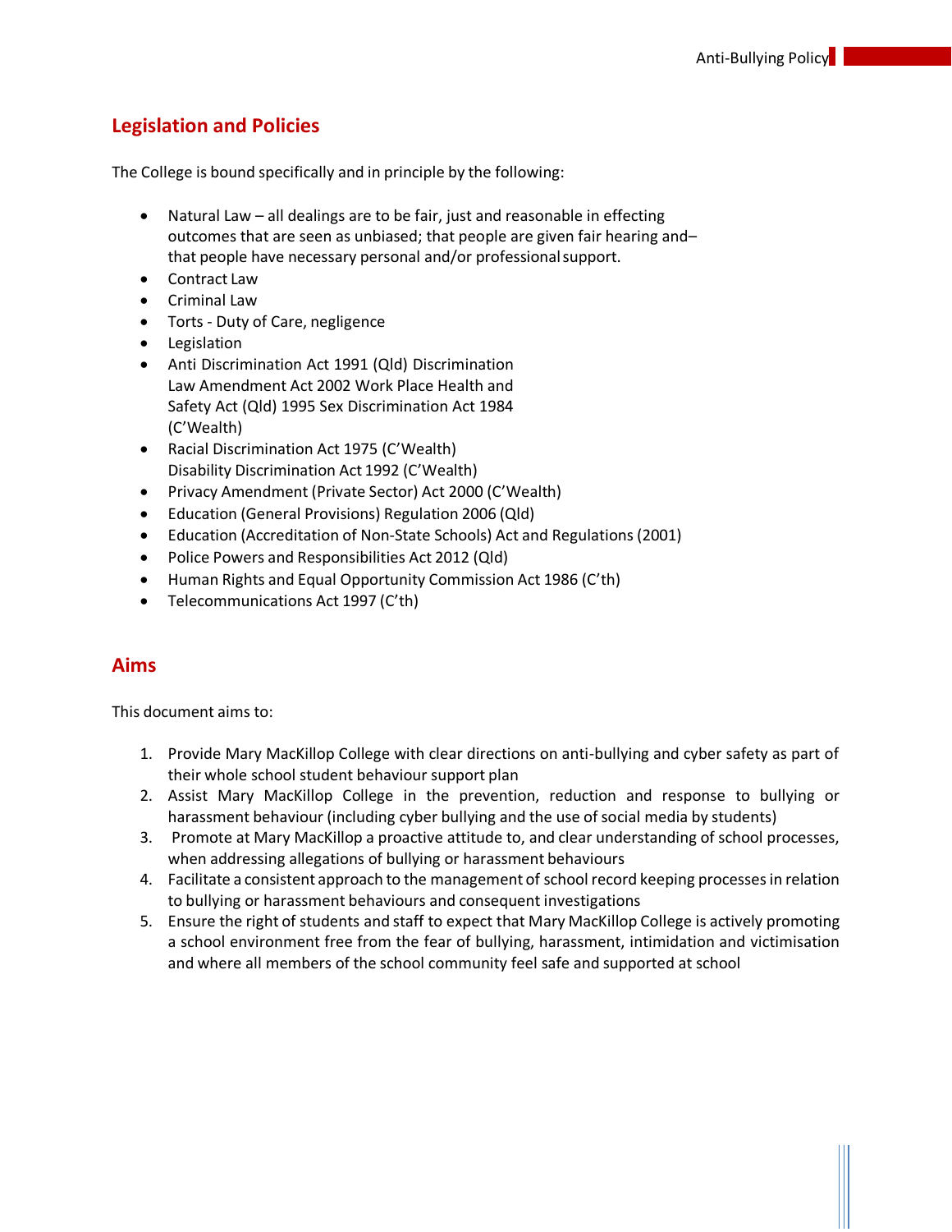## Legislation and Policies

The College is bound specifically and in principle by the following:

- Natural Law – all dealings are to be fair, just and reasonable in effecting outcomes that are seen as unbiased; that people are given fair hearing and– that people have necessary personal and/or professional support.
- Contract Law
- Criminal Law
- Torts - Duty of Care, negligence
- Legislation
- Anti Discrimination Act 1991 (Qld) Discrimination Law Amendment Act 2002 Work Place Health and Safety Act (Qld) 1995 Sex Discrimination Act 1984 (C'Wealth)
- Racial Discrimination Act 1975 (C'Wealth) Disability Discrimination Act 1992 (C'Wealth)
- Privacy Amendment (Private Sector) Act 2000 (C'Wealth)
- Education (General Provisions) Regulation 2006 (Qld)
- Education (Accreditation of Non-State Schools) Act and Regulations (2001)
- Police Powers and Responsibilities Act 2012 (Qld)
- Human Rights and Equal Opportunity Commission Act 1986 (C'th)
- Telecommunications Act 1997 (C'th)

## Aims

This document aims to:

1. Provide Mary MacKillop College with clear directions on anti-bullying and cyber safety as part of their whole school student behaviour support plan
2. Assist Mary MacKillop College in the prevention, reduction and response to bullying or harassment behaviour (including cyber bullying and the use of social media by students)
3. Promote at Mary MacKillop a proactive attitude to, and clear understanding of school processes, when addressing allegations of bullying or harassment behaviours
4. Facilitate a consistent approach to the management of school record keeping processes in relation to bullying or harassment behaviours and consequent investigations
5. Ensure the right of students and staff to expect that Mary MacKillop College is actively promoting a school environment free from the fear of bullying, harassment, intimidation and victimisation and where all members of the school community feel safe and supported at school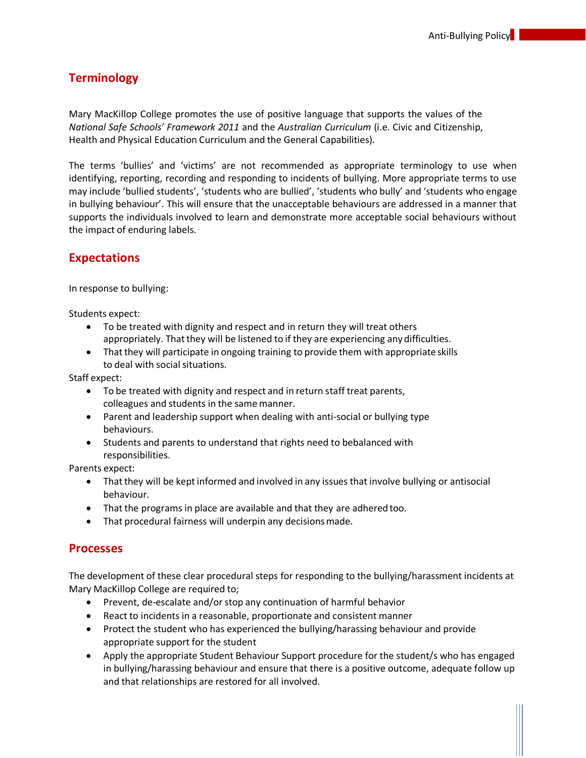## Terminology

Mary MacKillop College promotes the use of positive language that supports the values of the *National Safe Schools' Framework 2011* and the *Australian Curriculum* (i.e. Civic and Citizenship, Health and Physical Education Curriculum and the General Capabilities).

The terms 'bullies' and 'victims' are not recommended as appropriate terminology to use when identifying, reporting, recording and responding to incidents of bullying. More appropriate terms to use may include 'bullied students', 'students who are bullied', 'students who bully' and 'students who engage in bullying behaviour'. This will ensure that the unacceptable behaviours are addressed in a manner that supports the individuals involved to learn and demonstrate more acceptable social behaviours without the impact of enduring labels.

## Expectations

In response to bullying:

Students expect:

- To be treated with dignity and respect and in return they will treat others appropriately. That they will be listened to if they are experiencing any difficulties.
- That they will participate in ongoing training to provide them with appropriate skills to deal with social situations.

Staff expect:

- To be treated with dignity and respect and in return staff treat parents, colleagues and students in the same manner.
- Parent and leadership support when dealing with anti-social or bullying type behaviours.
- Students and parents to understand that rights need to bebalanced with responsibilities.

Parents expect:

- That they will be kept informed and involved in any issues that involve bullying or antisocial behaviour.
- That the programs in place are available and that they are adhered too.
- That procedural fairness will underpin any decisions made.

## Processes

The development of these clear procedural steps for responding to the bullying/harassment incidents at Mary MacKillop College are required to;

- Prevent, de-escalate and/or stop any continuation of harmful behavior
- React to incidents in a reasonable, proportionate and consistent manner
- Protect the student who has experienced the bullying/harassing behaviour and provide appropriate support for the student
- Apply the appropriate Student Behaviour Support procedure for the student/s who has engaged in bullying/harassing behaviour and ensure that there is a positive outcome, adequate follow up and that relationships are restored for all involved.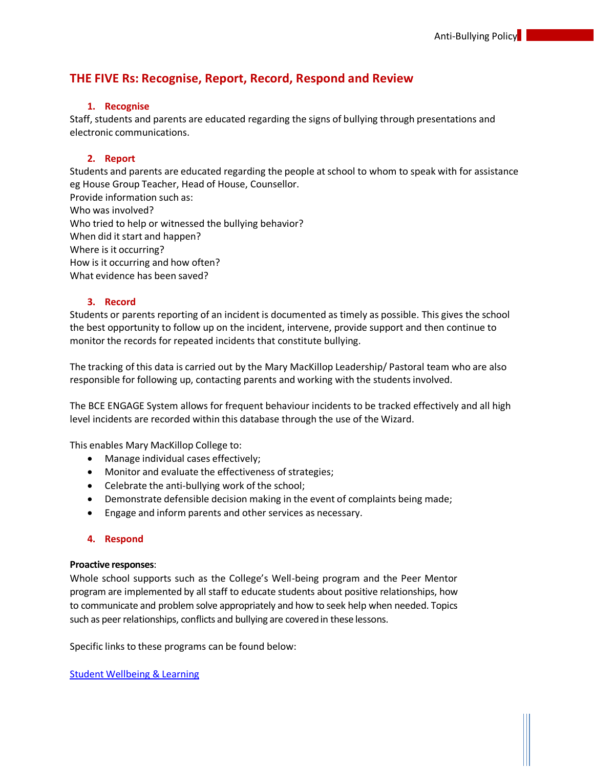## THE FIVE Rs: Recognise, Report, Record, Respond and Review

### 1. Recognise

Staff, students and parents are educated regarding the signs of bullying through presentations and electronic communications.

### 2. Report

Students and parents are educated regarding the people at school to whom to speak with for assistance eg House Group Teacher, Head of House, Counsellor.
Provide information such as:
Who was involved?
Who tried to help or witnessed the bullying behavior?
When did it start and happen?
Where is it occurring?
How is it occurring and how often?
What evidence has been saved?

### 3. Record

Students or parents reporting of an incident is documented as timely as possible. This gives the school the best opportunity to follow up on the incident, intervene, provide support and then continue to monitor the records for repeated incidents that constitute bullying.

The tracking of this data is carried out by the Mary MacKillop Leadership/ Pastoral team who are also responsible for following up, contacting parents and working with the students involved.

The BCE ENGAGE System allows for frequent behaviour incidents to be tracked effectively and all high level incidents are recorded within this database through the use of the Wizard.

This enables Mary MacKillop College to:

- Manage individual cases effectively;
- Monitor and evaluate the effectiveness of strategies;
- Celebrate the anti-bullying work of the school;
- Demonstrate defensible decision making in the event of complaints being made;
- Engage and inform parents and other services as necessary.

### 4. Respond

**Proactive responses**:
Whole school supports such as the College's Well-being program and the Peer Mentor program are implemented by all staff to educate students about positive relationships, how to communicate and problem solve appropriately and how to seek help when needed. Topics such as peer relationships, conflicts and bullying are covered in these lessons.

Specific links to these programs can be found below:

[Student Wellbeing & Learning]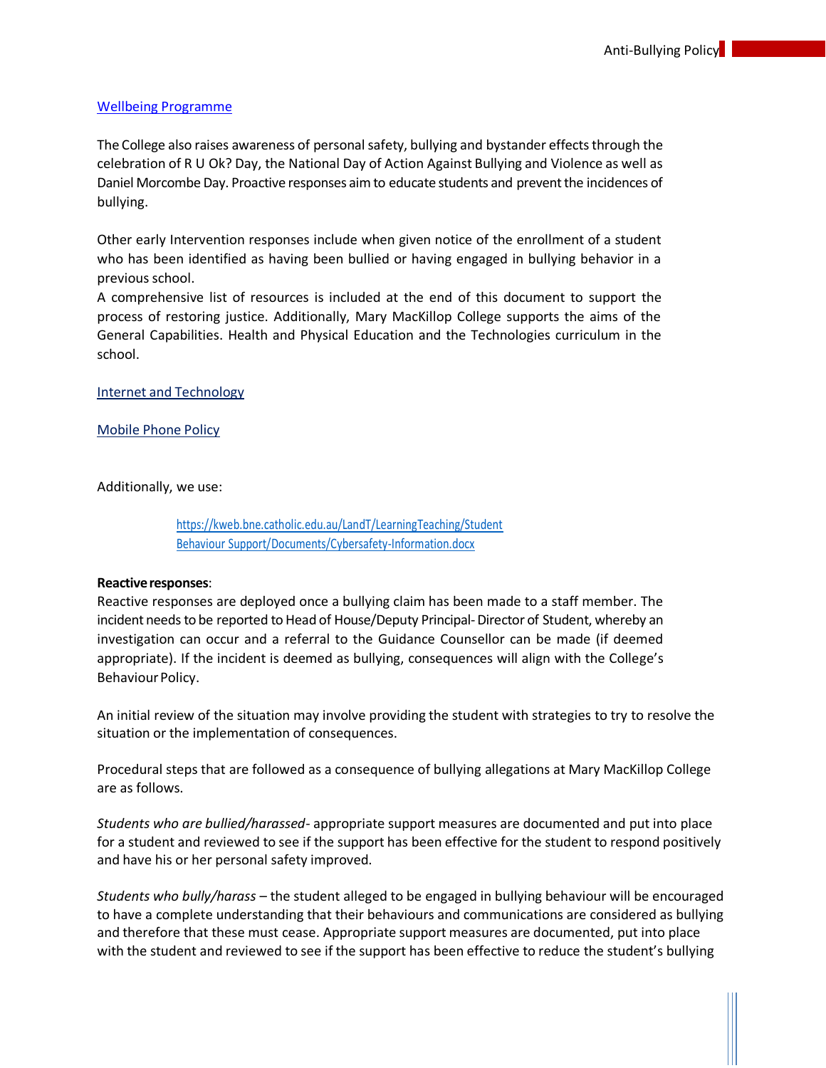[Wellbeing Programme]

The College also raises awareness of personal safety, bullying and bystander effects through the celebration of R U Ok? Day, the National Day of Action Against Bullying and Violence as well as Daniel Morcombe Day. Proactive responses aim to educate students and prevent the incidences of bullying.

Other early Intervention responses include when given notice of the enrollment of a student who has been identified as having been bullied or having engaged in bullying behavior in a previous school.
A comprehensive list of resources is included at the end of this document to support the process of restoring justice. Additionally, Mary MacKillop College supports the aims of the General Capabilities. Health and Physical Education and the Technologies curriculum in the school.

[Internet and Technology]

[Mobile Phone Policy]

Additionally, we use:

> https://kweb.bne.catholic.edu.au/LandT/LearningTeaching/Student Behaviour Support/Documents/Cybersafety-Information.docx

**Reactive responses**:
Reactive responses are deployed once a bullying claim has been made to a staff member. The incident needs to be reported to Head of House/Deputy Principal- Director of Student, whereby an investigation can occur and a referral to the Guidance Counsellor can be made (if deemed appropriate). If the incident is deemed as bullying, consequences will align with the College's Behaviour Policy.

An initial review of the situation may involve providing the student with strategies to try to resolve the situation or the implementation of consequences.

Procedural steps that are followed as a consequence of bullying allegations at Mary MacKillop College are as follows.

*Students who are bullied/harassed*- appropriate support measures are documented and put into place for a student and reviewed to see if the support has been effective for the student to respond positively and have his or her personal safety improved.

*Students who bully/harass* – the student alleged to be engaged in bullying behaviour will be encouraged to have a complete understanding that their behaviours and communications are considered as bullying and therefore that these must cease. Appropriate support measures are documented, put into place with the student and reviewed to see if the support has been effective to reduce the student's bullying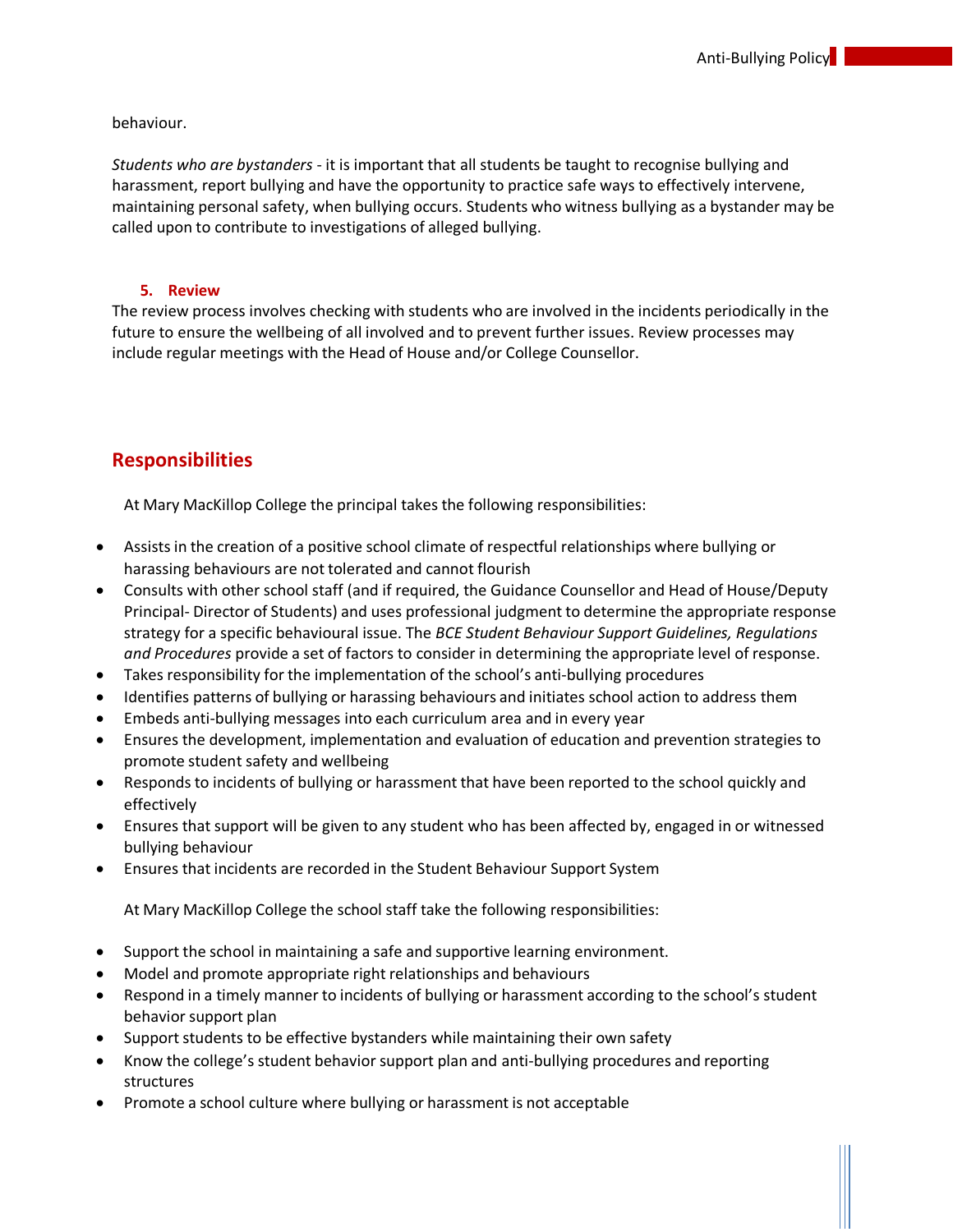behaviour.

*Students who are bystanders* - it is important that all students be taught to recognise bullying and harassment, report bullying and have the opportunity to practice safe ways to effectively intervene, maintaining personal safety, when bullying occurs. Students who witness bullying as a bystander may be called upon to contribute to investigations of alleged bullying.

### 5. Review

The review process involves checking with students who are involved in the incidents periodically in the future to ensure the wellbeing of all involved and to prevent further issues. Review processes may include regular meetings with the Head of House and/or College Counsellor.

## Responsibilities

At Mary MacKillop College the principal takes the following responsibilities:

- Assists in the creation of a positive school climate of respectful relationships where bullying or harassing behaviours are not tolerated and cannot flourish
- Consults with other school staff (and if required, the Guidance Counsellor and Head of House/Deputy Principal- Director of Students) and uses professional judgment to determine the appropriate response strategy for a specific behavioural issue. The *BCE Student Behaviour Support Guidelines, Regulations and Procedures* provide a set of factors to consider in determining the appropriate level of response.
- Takes responsibility for the implementation of the school's anti-bullying procedures
- Identifies patterns of bullying or harassing behaviours and initiates school action to address them
- Embeds anti-bullying messages into each curriculum area and in every year
- Ensures the development, implementation and evaluation of education and prevention strategies to promote student safety and wellbeing
- Responds to incidents of bullying or harassment that have been reported to the school quickly and effectively
- Ensures that support will be given to any student who has been affected by, engaged in or witnessed bullying behaviour
- Ensures that incidents are recorded in the Student Behaviour Support System

At Mary MacKillop College the school staff take the following responsibilities:

- Support the school in maintaining a safe and supportive learning environment.
- Model and promote appropriate right relationships and behaviours
- Respond in a timely manner to incidents of bullying or harassment according to the school's student behavior support plan
- Support students to be effective bystanders while maintaining their own safety
- Know the college's student behavior support plan and anti-bullying procedures and reporting structures
- Promote a school culture where bullying or harassment is not acceptable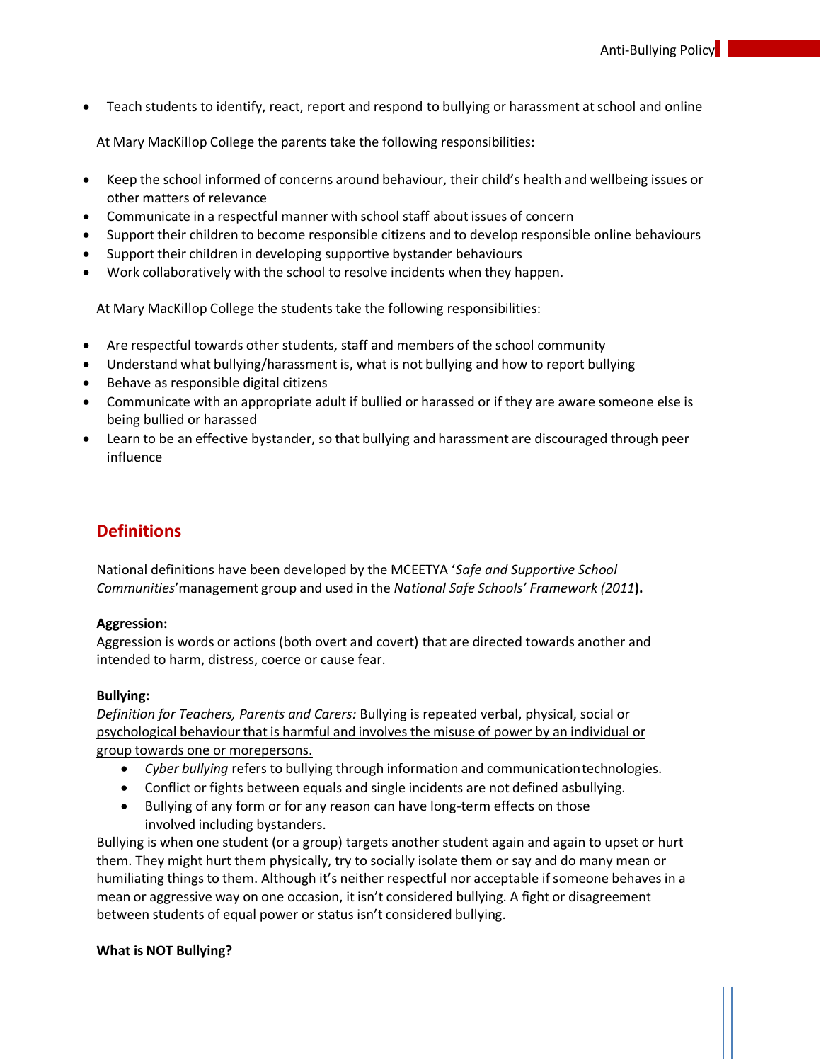- Teach students to identify, react, report and respond to bullying or harassment at school and online

At Mary MacKillop College the parents take the following responsibilities:

- Keep the school informed of concerns around behaviour, their child's health and wellbeing issues or other matters of relevance
- Communicate in a respectful manner with school staff about issues of concern
- Support their children to become responsible citizens and to develop responsible online behaviours
- Support their children in developing supportive bystander behaviours
- Work collaboratively with the school to resolve incidents when they happen.

At Mary MacKillop College the students take the following responsibilities:

- Are respectful towards other students, staff and members of the school community
- Understand what bullying/harassment is, what is not bullying and how to report bullying
- Behave as responsible digital citizens
- Communicate with an appropriate adult if bullied or harassed or if they are aware someone else is being bullied or harassed
- Learn to be an effective bystander, so that bullying and harassment are discouraged through peer influence

## Definitions

National definitions have been developed by the MCEETYA '*Safe and Supportive School Communities*'management group and used in the *National Safe Schools' Framework (2011*).

**Aggression:**
Aggression is words or actions (both overt and covert) that are directed towards another and intended to harm, distress, coerce or cause fear.

**Bullying:**
*Definition for Teachers, Parents and Carers:* <u>Bullying is repeated verbal, physical, social or psychological behaviour that is harmful and involves the misuse of power by an individual or group towards one or morepersons.</u>

- *Cyber bullying* refers to bullying through information and communicationtechnologies.
- Conflict or fights between equals and single incidents are not defined asbullying.
- Bullying of any form or for any reason can have long-term effects on those involved including bystanders.

Bullying is when one student (or a group) targets another student again and again to upset or hurt them. They might hurt them physically, try to socially isolate them or say and do many mean or humiliating things to them. Although it's neither respectful nor acceptable if someone behaves in a mean or aggressive way on one occasion, it isn't considered bullying. A fight or disagreement between students of equal power or status isn't considered bullying.

**What is NOT Bullying?**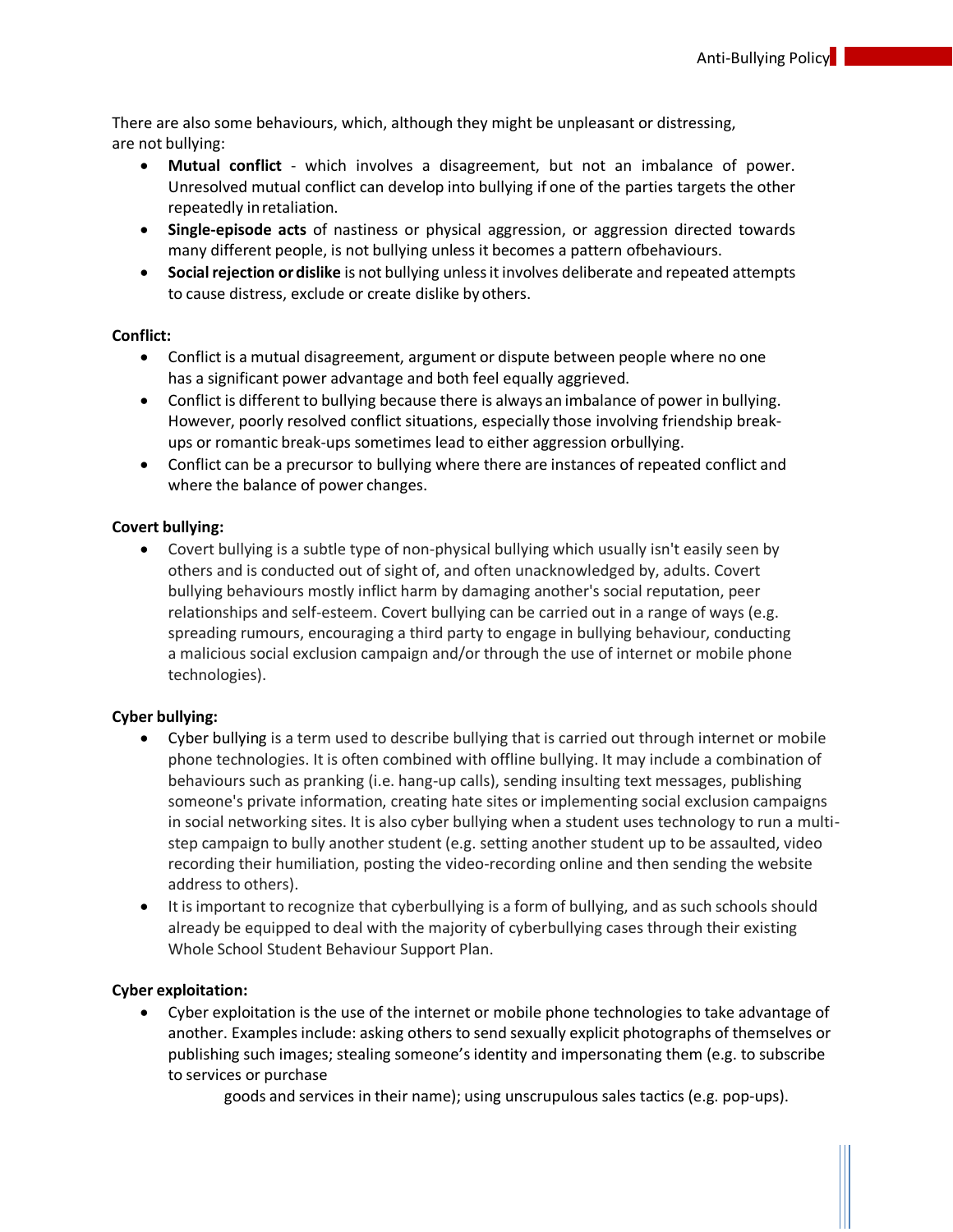There are also some behaviours, which, although they might be unpleasant or distressing, are not bullying:

- **Mutual conflict** - which involves a disagreement, but not an imbalance of power. Unresolved mutual conflict can develop into bullying if one of the parties targets the other repeatedly in retaliation.
- **Single-episode acts** of nastiness or physical aggression, or aggression directed towards many different people, is not bullying unless it becomes a pattern of behaviours.
- **Social rejection or dislike** is not bullying unless it involves deliberate and repeated attempts to cause distress, exclude or create dislike by others.

**Conflict:**

- Conflict is a mutual disagreement, argument or dispute between people where no one has a significant power advantage and both feel equally aggrieved.
- Conflict is different to bullying because there is always an imbalance of power in bullying. However, poorly resolved conflict situations, especially those involving friendship break-ups or romantic break-ups sometimes lead to either aggression or bullying.
- Conflict can be a precursor to bullying where there are instances of repeated conflict and where the balance of power changes.

**Covert bullying:**

- Covert bullying is a subtle type of non-physical bullying which usually isn't easily seen by others and is conducted out of sight of, and often unacknowledged by, adults. Covert bullying behaviours mostly inflict harm by damaging another's social reputation, peer relationships and self-esteem. Covert bullying can be carried out in a range of ways (e.g. spreading rumours, encouraging a third party to engage in bullying behaviour, conducting a malicious social exclusion campaign and/or through the use of internet or mobile phone technologies).

**Cyber bullying:**

- Cyber bullying is a term used to describe bullying that is carried out through internet or mobile phone technologies. It is often combined with offline bullying. It may include a combination of behaviours such as pranking (i.e. hang-up calls), sending insulting text messages, publishing someone's private information, creating hate sites or implementing social exclusion campaigns in social networking sites. It is also cyber bullying when a student uses technology to run a multi-step campaign to bully another student (e.g. setting another student up to be assaulted, video recording their humiliation, posting the video-recording online and then sending the website address to others).
- It is important to recognize that cyberbullying is a form of bullying, and as such schools should already be equipped to deal with the majority of cyberbullying cases through their existing Whole School Student Behaviour Support Plan.

**Cyber exploitation:**

- Cyber exploitation is the use of the internet or mobile phone technologies to take advantage of another. Examples include: asking others to send sexually explicit photographs of themselves or publishing such images; stealing someone's identity and impersonating them (e.g. to subscribe to services or purchase goods and services in their name); using unscrupulous sales tactics (e.g. pop-ups).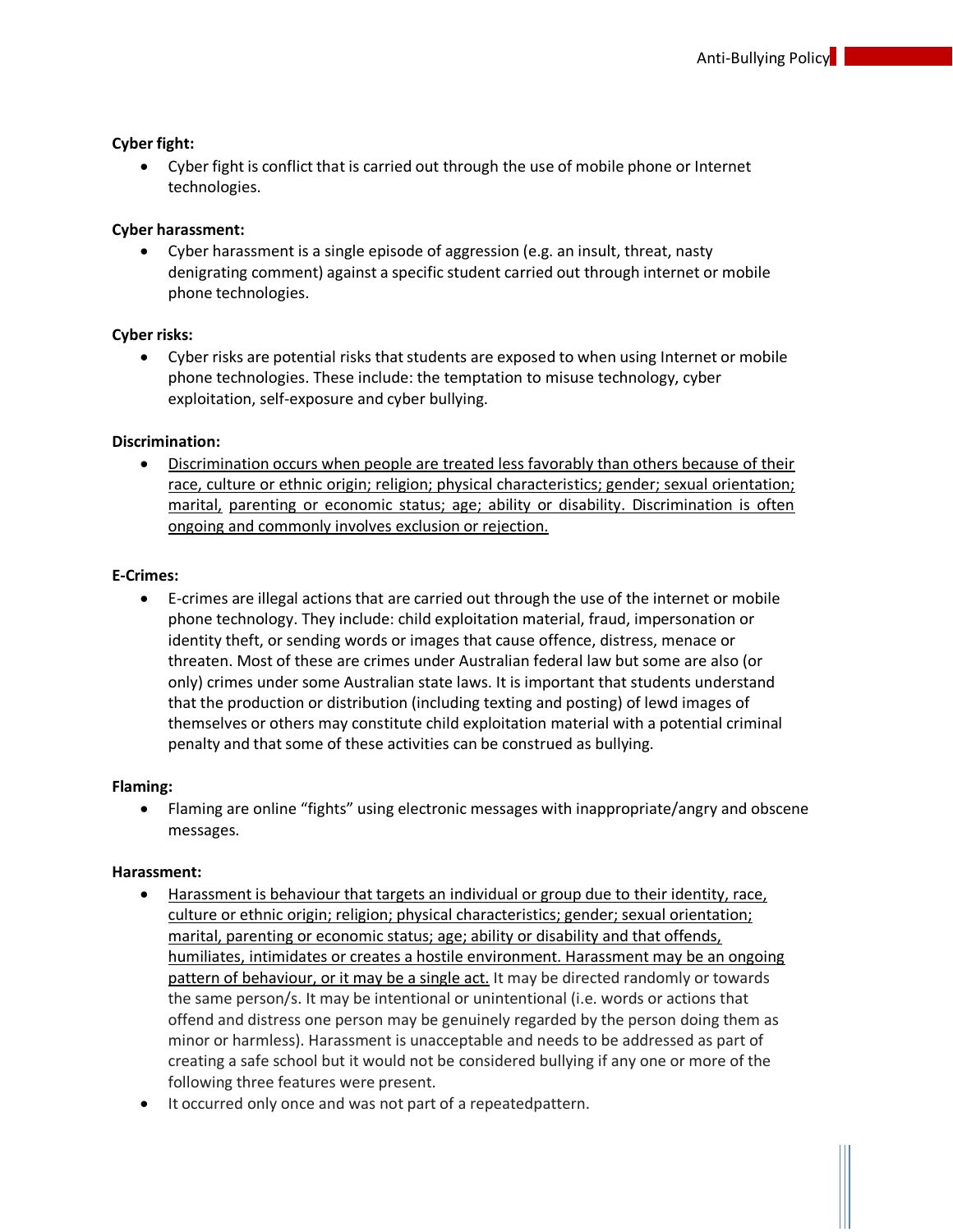**Cyber fight:**

- Cyber fight is conflict that is carried out through the use of mobile phone or Internet technologies.

**Cyber harassment:**

- Cyber harassment is a single episode of aggression (e.g. an insult, threat, nasty denigrating comment) against a specific student carried out through internet or mobile phone technologies.

**Cyber risks:**

- Cyber risks are potential risks that students are exposed to when using Internet or mobile phone technologies. These include: the temptation to misuse technology, cyber exploitation, self-exposure and cyber bullying.

**Discrimination:**

- <u>Discrimination occurs when people are treated less favorably than others because of their race, culture or ethnic origin; religion; physical characteristics; gender; sexual orientation; marital, parenting or economic status; age; ability or disability. Discrimination is often ongoing and commonly involves exclusion or rejection.</u>

**E-Crimes:**

- E-crimes are illegal actions that are carried out through the use of the internet or mobile phone technology. They include: child exploitation material, fraud, impersonation or identity theft, or sending words or images that cause offence, distress, menace or threaten. Most of these are crimes under Australian federal law but some are also (or only) crimes under some Australian state laws. It is important that students understand that the production or distribution (including texting and posting) of lewd images of themselves or others may constitute child exploitation material with a potential criminal penalty and that some of these activities can be construed as bullying.

**Flaming:**

- Flaming are online "fights" using electronic messages with inappropriate/angry and obscene messages.

**Harassment:**

- <u>Harassment is behaviour that targets an individual or group due to their identity, race, culture or ethnic origin; religion; physical characteristics; gender; sexual orientation; marital, parenting or economic status; age; ability or disability and that offends, humiliates, intimidates or creates a hostile environment. Harassment may be an ongoing pattern of behaviour, or it may be a single act.</u> It may be directed randomly or towards the same person/s. It may be intentional or unintentional (i.e. words or actions that offend and distress one person may be genuinely regarded by the person doing them as minor or harmless). Harassment is unacceptable and needs to be addressed as part of creating a safe school but it would not be considered bullying if any one or more of the following three features were present.
- It occurred only once and was not part of a repeatedpattern.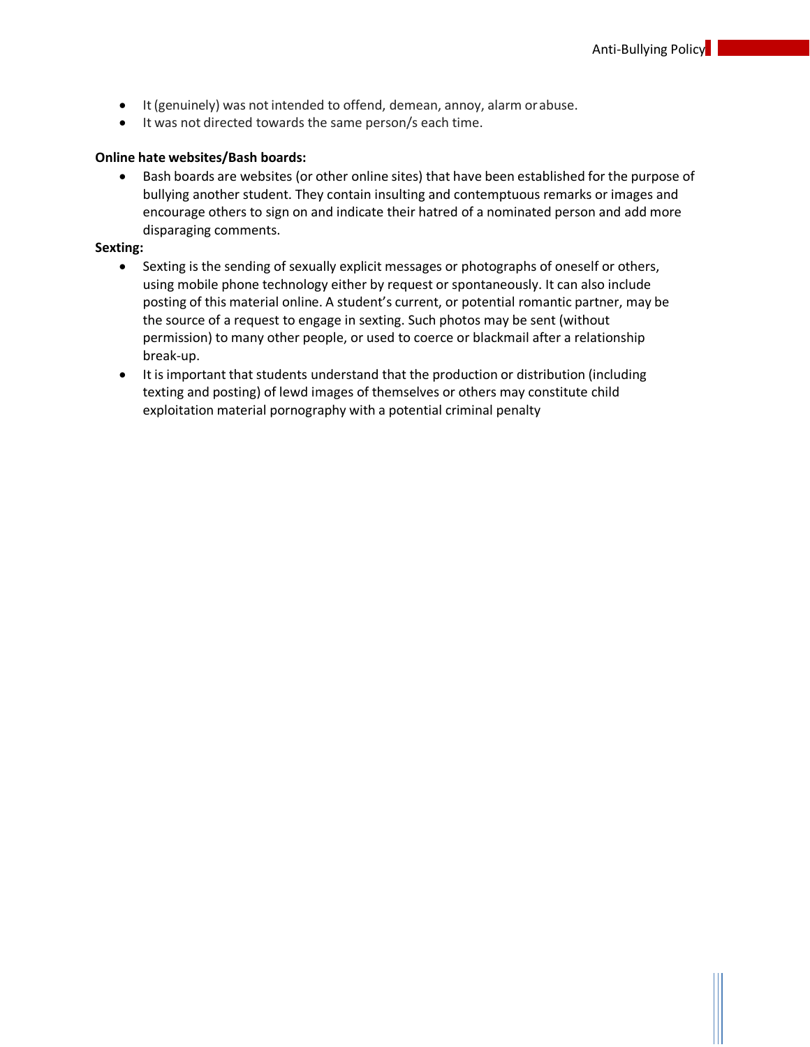- It (genuinely) was not intended to offend, demean, annoy, alarm or abuse.
- It was not directed towards the same person/s each time.

**Online hate websites/Bash boards:**

- Bash boards are websites (or other online sites) that have been established for the purpose of bullying another student. They contain insulting and contemptuous remarks or images and encourage others to sign on and indicate their hatred of a nominated person and add more disparaging comments.

**Sexting:**

- Sexting is the sending of sexually explicit messages or photographs of oneself or others, using mobile phone technology either by request or spontaneously. It can also include posting of this material online. A student's current, or potential romantic partner, may be the source of a request to engage in sexting. Such photos may be sent (without permission) to many other people, or used to coerce or blackmail after a relationship break-up.
- It is important that students understand that the production or distribution (including texting and posting) of lewd images of themselves or others may constitute child exploitation material pornography with a potential criminal penalty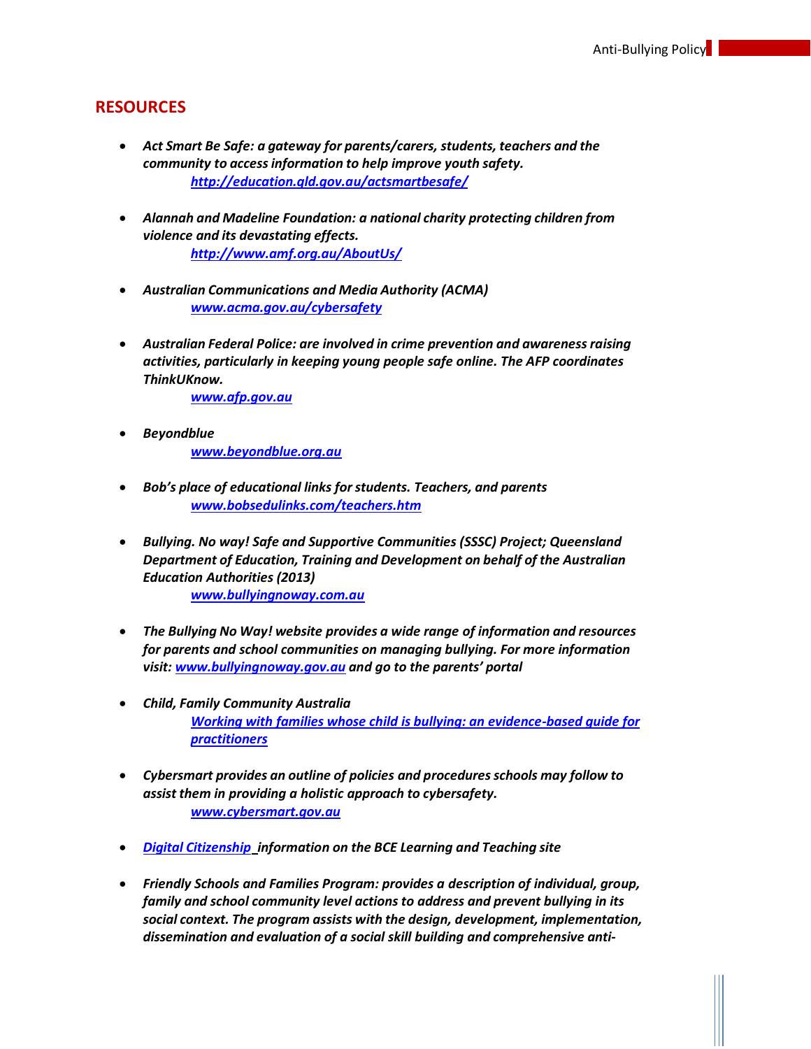## RESOURCES

- *Act Smart Be Safe: a gateway for parents/carers, students, teachers and the community to access information to help improve youth safety.*
  *http://education.qld.gov.au/actsmartbesafe/*

- *Alannah and Madeline Foundation: a national charity protecting children from violence and its devastating effects.*
  *http://www.amf.org.au/AboutUs/*

- *Australian Communications and Media Authority (ACMA)*
  *www.acma.gov.au/cybersafety*

- *Australian Federal Police: are involved in crime prevention and awareness raising activities, particularly in keeping young people safe online. The AFP coordinates ThinkUKnow.*
  *www.afp.gov.au*

- *Beyondblue*
  *www.beyondblue.org.au*

- *Bob's place of educational links for students. Teachers, and parents*
  *www.bobsedulinks.com/teachers.htm*

- *Bullying. No way! Safe and Supportive Communities (SSSC) Project; Queensland Department of Education, Training and Development on behalf of the Australian Education Authorities (2013)*
  *www.bullyingnoway.com.au*

- *The Bullying No Way! website provides a wide range of information and resources for parents and school communities on managing bullying. For more information visit: www.bullyingnoway.gov.au and go to the parents' portal*

- *Child, Family Community Australia*
  *Working with families whose child is bullying: an evidence-based guide for practitioners*

- *Cybersmart provides an outline of policies and procedures schools may follow to assist them in providing a holistic approach to cybersafety.*
  *www.cybersmart.gov.au*

- *Digital Citizenship information on the BCE Learning and Teaching site*

- *Friendly Schools and Families Program: provides a description of individual, group, family and school community level actions to address and prevent bullying in its social context. The program assists with the design, development, implementation, dissemination and evaluation of a social skill building and comprehensive anti-*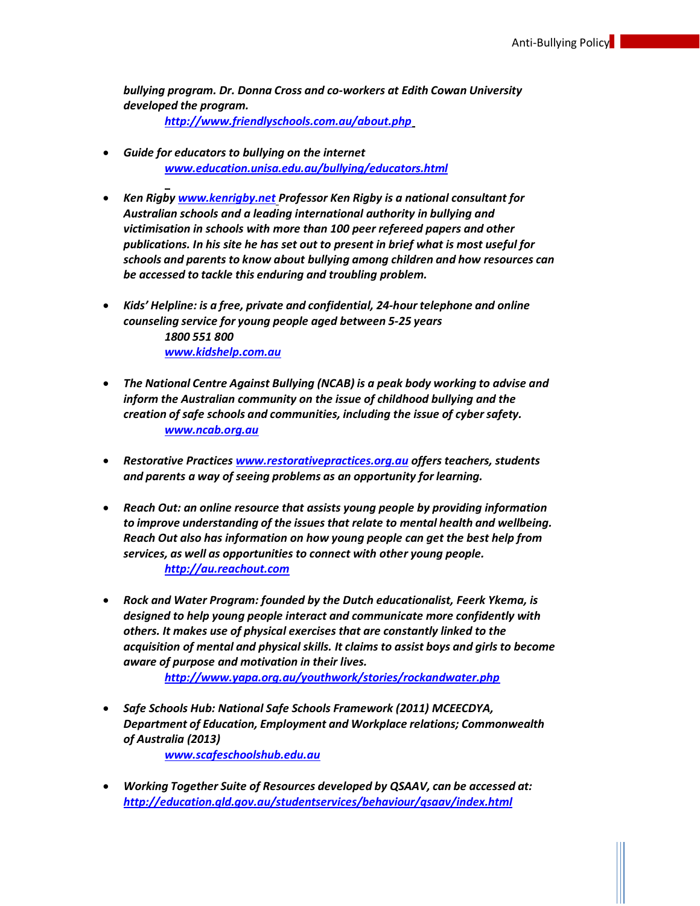*bullying program. Dr. Donna Cross and co-workers at Edith Cowan University developed the program.*
*http://www.friendlyschools.com.au/about.php*

- *Guide for educators to bullying on the internet*
  *www.education.unisa.edu.au/bullying/educators.html*

- *Ken Rigby www.kenrigby.net Professor Ken Rigby is a national consultant for Australian schools and a leading international authority in bullying and victimisation in schools with more than 100 peer refereed papers and other publications. In his site he has set out to present in brief what is most useful for schools and parents to know about bullying among children and how resources can be accessed to tackle this enduring and troubling problem.*

- *Kids' Helpline: is a free, private and confidential, 24-hour telephone and online counseling service for young people aged between 5-25 years*
  *1800 551 800*
  *www.kidshelp.com.au*

- *The National Centre Against Bullying (NCAB) is a peak body working to advise and inform the Australian community on the issue of childhood bullying and the creation of safe schools and communities, including the issue of cyber safety.*
  *www.ncab.org.au*

- *Restorative Practices www.restorativepractices.org.au offers teachers, students and parents a way of seeing problems as an opportunity for learning.*

- *Reach Out: an online resource that assists young people by providing information to improve understanding of the issues that relate to mental health and wellbeing. Reach Out also has information on how young people can get the best help from services, as well as opportunities to connect with other young people.*
  *http://au.reachout.com*

- *Rock and Water Program: founded by the Dutch educationalist, Feerk Ykema, is designed to help young people interact and communicate more confidently with others. It makes use of physical exercises that are constantly linked to the acquisition of mental and physical skills. It claims to assist boys and girls to become aware of purpose and motivation in their lives.*
  *http://www.yapa.org.au/youthwork/stories/rockandwater.php*

- *Safe Schools Hub: National Safe Schools Framework (2011) MCEECDYA, Department of Education, Employment and Workplace relations; Commonwealth of Australia (2013)*
  *www.scafeschoolshub.edu.au*

- *Working Together Suite of Resources developed by QSAAV, can be accessed at: http://education.qld.gov.au/studentservices/behaviour/qsaav/index.html*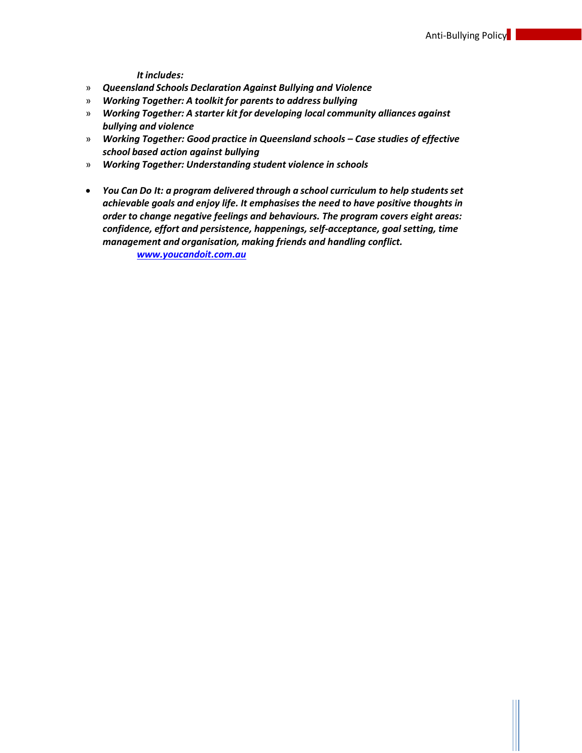*It includes:*

» ***Queensland Schools Declaration Against Bullying and Violence***
» ***Working Together: A toolkit for parents to address bullying***
» ***Working Together: A starter kit for developing local community alliances against bullying and violence***
» ***Working Together: Good practice in Queensland schools – Case studies of effective school based action against bullying***
» ***Working Together: Understanding student violence in schools***

- ***You Can Do It: a program delivered through a school curriculum to help students set achievable goals and enjoy life. It emphasises the need to have positive thoughts in order to change negative feelings and behaviours. The program covers eight areas: confidence, effort and persistence, happenings, self-acceptance, goal setting, time management and organisation, making friends and handling conflict.***
  ***www.youcandoit.com.au***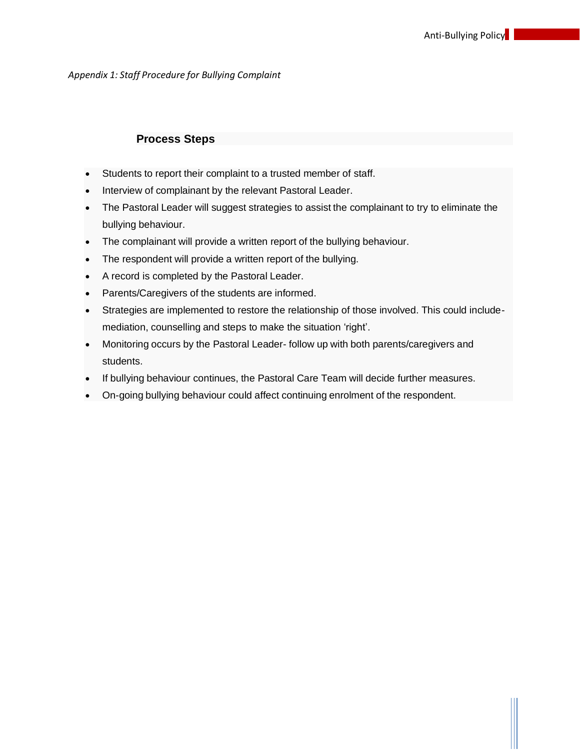*Appendix 1: Staff Procedure for Bullying Complaint*

## Process Steps

- Students to report their complaint to a trusted member of staff.
- Interview of complainant by the relevant Pastoral Leader.
- The Pastoral Leader will suggest strategies to assist the complainant to try to eliminate the bullying behaviour.
- The complainant will provide a written report of the bullying behaviour.
- The respondent will provide a written report of the bullying.
- A record is completed by the Pastoral Leader.
- Parents/Caregivers of the students are informed.
- Strategies are implemented to restore the relationship of those involved. This could include- mediation, counselling and steps to make the situation 'right'.
- Monitoring occurs by the Pastoral Leader- follow up with both parents/caregivers and students.
- If bullying behaviour continues, the Pastoral Care Team will decide further measures.
- On-going bullying behaviour could affect continuing enrolment of the respondent.